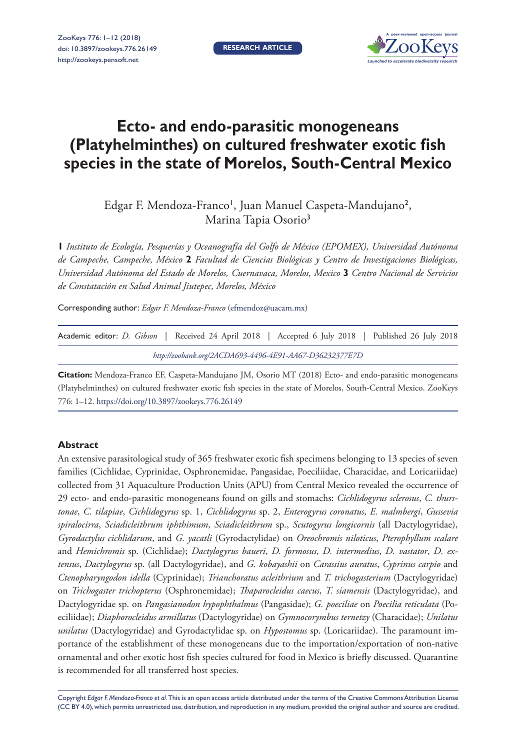**RESEARCH ARTICLE**

# Ecto- and endo-parasitic monogeneans (Platyhelminthes) on cultured freshwater exotic fish species in the state of Morelos, South-Central Mexico

Edgar F. Mendoza-Franco[1], Juan Manuel Caspeta-Mandujano[2], Marina Tapia Osorio[3]

**1** *Instituto de Ecología, Pesquerías y Oceanografía del Golfo de México (EPOMEX), Universidad Autónoma de Campeche, Campeche, México* **2** *Facultad de Ciencias Biológicas y Centro de Investigaciones Biológicas, Universidad Autónoma del Estado de Morelos, Cuernavaca, Morelos, Mexico* **3** *Centro Nacional de Servicios de Constatación en Salud Animal Jiutepec, Morelos, México*

Corresponding author: *Edgar F. Mendoza-Franco* (efmendoz@uacam.mx)

Academic editor: *D. Gibson* | Received 24 April 2018 | Accepted 6 July 2018 | Published 26 July 2018

*http://zoobank.org/2ACDA693-4496-4E91-AA67-D36232377E7D*

**Citation:** Mendoza-Franco EF, Caspeta-Mandujano JM, Osorio MT (2018) Ecto- and endo-parasitic monogeneans (Platyhelminthes) on cultured freshwater exotic fish species in the state of Morelos, South-Central Mexico. ZooKeys 776: 1–12. https://doi.org/10.3897/zookeys.776.26149

## Abstract

An extensive parasitological study of 365 freshwater exotic fish specimens belonging to 13 species of seven families (Cichlidae, Cyprinidae, Osphronemidae, Pangasidae, Poeciliidae, Characidae, and Loricariidae) collected from 31 Aquaculture Production Units (APU) from Central Mexico revealed the occurrence of 29 ecto- and endo-parasitic monogeneans found on gills and stomachs: *Cichlidogyrus sclerosus*, *C. thurstonae*, *C. tilapiae*, *Cichlidogyrus* sp. 1, *Cichlidogyrus* sp. 2, *Enterogyrus coronatus*, *E. malmbergi*, *Gussevia spiralocirra*, *Sciadicleithrum iphthimum*, *Sciadicleithrum* sp., *Scutogyrus longicornis* (all Dactylogyridae), *Gyrodactylus cichlidarum*, and *G. yacatli* (Gyrodactylidae) on *Oreochromis niloticus*, *Pterophyllum scalare* and *Hemichromis* sp. (Cichlidae); *Dactylogyrus baueri*, *D. formosus*, *D. intermedius*, *D. vastator*, *D. extensus*, *Dactylogyrus* sp. (all Dactylogyridae), and *G. kobayashii* on *Carassius auratus*, *Cyprinus carpio* and *Ctenopharyngodon idella* (Cyprinidae); *Trianchoratus acleithrium* and *T. trichogasterium* (Dactylogyridae) on *Trichogaster trichopterus* (Osphronemidae); *Thaparocleidus caecus*, *T. siamensis* (Dactylogyridae), and Dactylogyridae sp. on *Pangasianodon hypophthalmus* (Pangasidae); *G. poeciliae* on *Poecilia reticulata* (Poeciliidae); *Diaphorocleidus armillatus* (Dactylogyridae) on *Gymnocorymbus ternetzy* (Characidae); *Unilatus unilatus* (Dactylogyridae) and Gyrodactylidae sp. on *Hypostomus* sp. (Loricariidae). The paramount importance of the establishment of these monogeneans due to the importation/exportation of non-native ornamental and other exotic host fish species cultured for food in Mexico is briefly discussed. Quarantine is recommended for all transferred host species.

Copyright *Edgar F. Mendoza-Franco et al.* This is an open access article distributed under the terms of the Creative Commons Attribution License (CC BY 4.0), which permits unrestricted use, distribution, and reproduction in any medium, provided the original author and source are credited.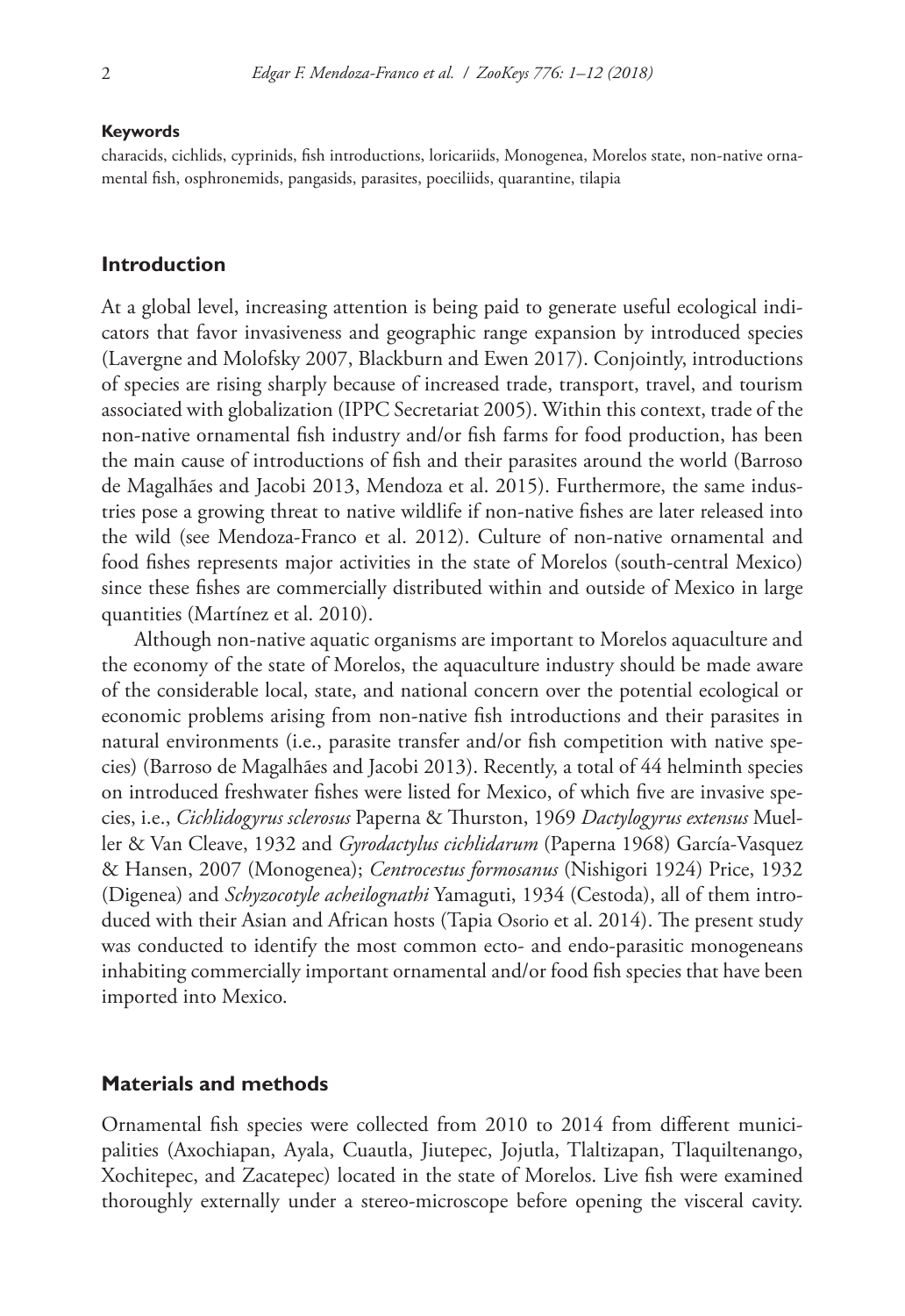#### Keywords

characids, cichlids, cyprinids, fish introductions, loricariids, Monogenea, Morelos state, non-native ornamental fish, osphronemids, pangasids, parasites, poeciliids, quarantine, tilapia

## Introduction

At a global level, increasing attention is being paid to generate useful ecological indicators that favor invasiveness and geographic range expansion by introduced species (Lavergne and Molofsky 2007, Blackburn and Ewen 2017). Conjointly, introductions of species are rising sharply because of increased trade, transport, travel, and tourism associated with globalization (IPPC Secretariat 2005). Within this context, trade of the non-native ornamental fish industry and/or fish farms for food production, has been the main cause of introductions of fish and their parasites around the world (Barroso de Magalhães and Jacobi 2013, Mendoza et al. 2015). Furthermore, the same industries pose a growing threat to native wildlife if non-native fishes are later released into the wild (see Mendoza-Franco et al. 2012). Culture of non-native ornamental and food fishes represents major activities in the state of Morelos (south-central Mexico) since these fishes are commercially distributed within and outside of Mexico in large quantities (Martínez et al. 2010).

Although non-native aquatic organisms are important to Morelos aquaculture and the economy of the state of Morelos, the aquaculture industry should be made aware of the considerable local, state, and national concern over the potential ecological or economic problems arising from non-native fish introductions and their parasites in natural environments (i.e., parasite transfer and/or fish competition with native species) (Barroso de Magalhães and Jacobi 2013). Recently, a total of 44 helminth species on introduced freshwater fishes were listed for Mexico, of which five are invasive species, i.e., *Cichlidogyrus sclerosus* Paperna & Thurston, 1969 *Dactylogyrus extensus* Mueller & Van Cleave, 1932 and *Gyrodactylus cichlidarum* (Paperna 1968) García-Vasquez & Hansen, 2007 (Monogenea); *Centrocestus formosanus* (Nishigori 1924) Price, 1932 (Digenea) and *Schyzocotyle acheilognathi* Yamaguti, 1934 (Cestoda), all of them introduced with their Asian and African hosts (Tapia Osorio et al. 2014). The present study was conducted to identify the most common ecto- and endo-parasitic monogeneans inhabiting commercially important ornamental and/or food fish species that have been imported into Mexico.

## Materials and methods

Ornamental fish species were collected from 2010 to 2014 from different municipalities (Axochiapan, Ayala, Cuautla, Jiutepec, Jojutla, Tlaltizapan, Tlaquiltenango, Xochitepec, and Zacatepec) located in the state of Morelos. Live fish were examined thoroughly externally under a stereo-microscope before opening the visceral cavity.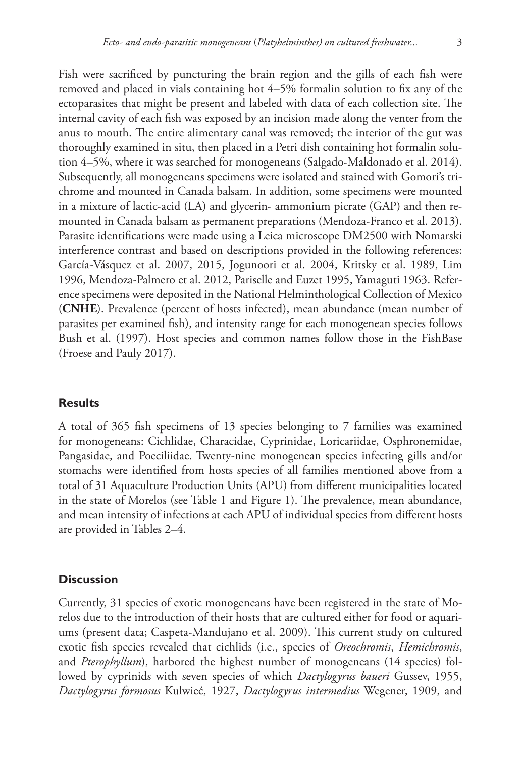Fish were sacrificed by puncturing the brain region and the gills of each fish were removed and placed in vials containing hot 4–5% formalin solution to fix any of the ectoparasites that might be present and labeled with data of each collection site. The internal cavity of each fish was exposed by an incision made along the venter from the anus to mouth. The entire alimentary canal was removed; the interior of the gut was thoroughly examined in situ, then placed in a Petri dish containing hot formalin solution 4–5%, where it was searched for monogeneans (Salgado-Maldonado et al. 2014). Subsequently, all monogeneans specimens were isolated and stained with Gomori's trichrome and mounted in Canada balsam. In addition, some specimens were mounted in a mixture of lactic-acid (LA) and glycerin- ammonium picrate (GAP) and then remounted in Canada balsam as permanent preparations (Mendoza-Franco et al. 2013). Parasite identifications were made using a Leica microscope DM2500 with Nomarski interference contrast and based on descriptions provided in the following references: García-Vásquez et al. 2007, 2015, Jogunoori et al. 2004, Kritsky et al. 1989, Lim 1996, Mendoza-Palmero et al. 2012, Pariselle and Euzet 1995, Yamaguti 1963. Reference specimens were deposited in the National Helminthological Collection of Mexico (**CNHE**). Prevalence (percent of hosts infected), mean abundance (mean number of parasites per examined fish), and intensity range for each monogenean species follows Bush et al. (1997). Host species and common names follow those in the FishBase (Froese and Pauly 2017).

## Results

A total of 365 fish specimens of 13 species belonging to 7 families was examined for monogeneans: Cichlidae, Characidae, Cyprinidae, Loricariidae, Osphronemidae, Pangasidae, and Poeciliidae. Twenty-nine monogenean species infecting gills and/or stomachs were identified from hosts species of all families mentioned above from a total of 31 Aquaculture Production Units (APU) from different municipalities located in the state of Morelos (see Table 1 and Figure 1). The prevalence, mean abundance, and mean intensity of infections at each APU of individual species from different hosts are provided in Tables 2–4.

## Discussion

Currently, 31 species of exotic monogeneans have been registered in the state of Morelos due to the introduction of their hosts that are cultured either for food or aquariums (present data; Caspeta-Mandujano et al. 2009). This current study on cultured exotic fish species revealed that cichlids (i.e., species of *Oreochromis*, *Hemichromis*, and *Pterophyllum*), harbored the highest number of monogeneans (14 species) followed by cyprinids with seven species of which *Dactylogyrus baueri* Gussev, 1955, *Dactylogyrus formosus* Kulwieć, 1927, *Dactylogyrus intermedius* Wegener, 1909, and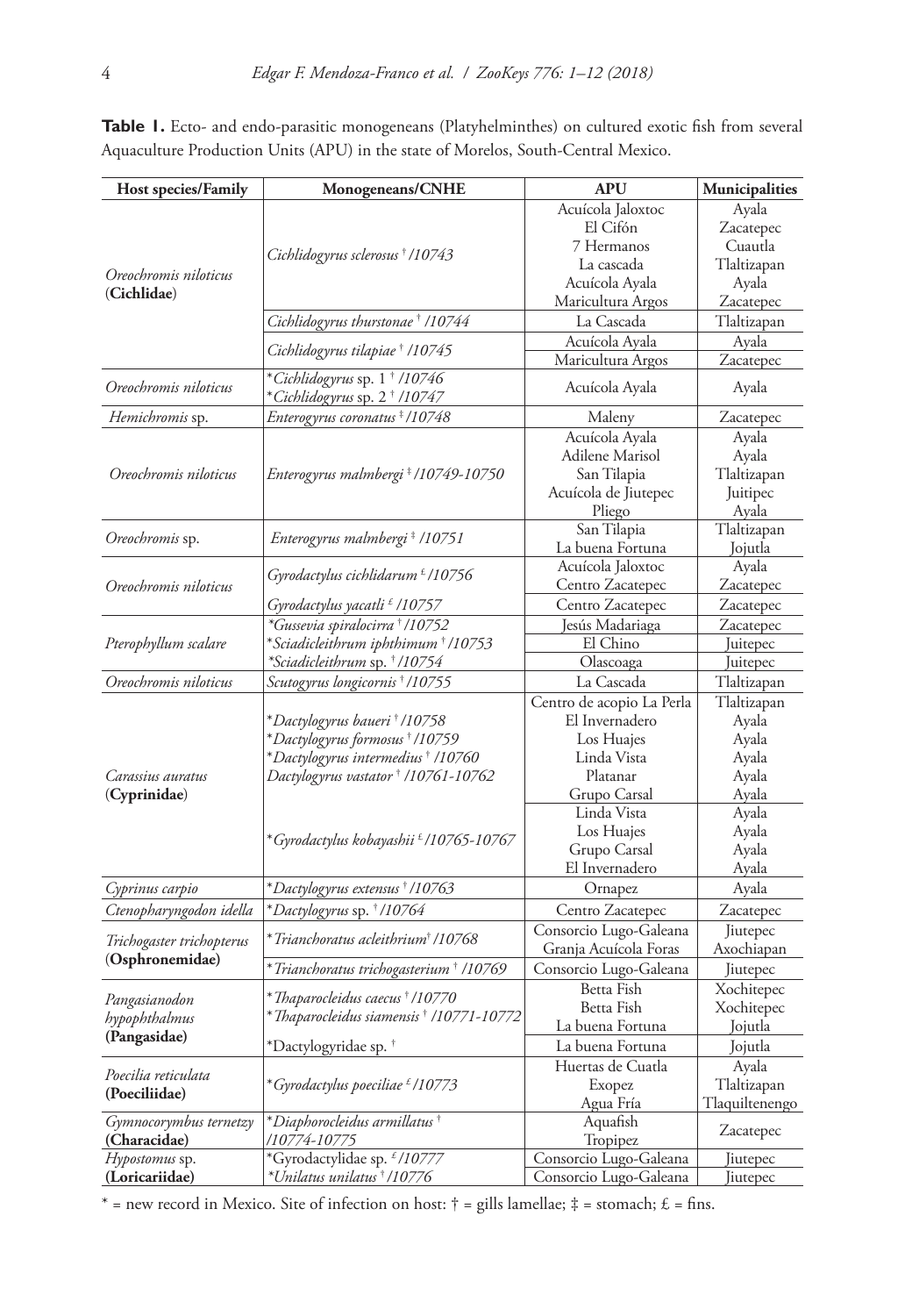**Table 1.** Ecto- and endo-parasitic monogeneans (Platyhelminthes) on cultured exotic fish from several Aquaculture Production Units (APU) in the state of Morelos, South-Central Mexico.

| Host species/Family | Monogeneans/CNHE | APU | Municipalities |
|---|---|---|---|
| *Oreochromis niloticus* (**Cichlidae**) | *Cichlidogyrus sclerosus* † /10743 | Acuícola Jaloxtoc | Ayala |
| | | El Cifón | Zacatepec |
| | | 7 Hermanos | Cuautla |
| | | La cascada | Tlaltizapan |
| | | Acuícola Ayala | Ayala |
| | | Maricultura Argos | Zacatepec |
| | *Cichlidogyrus thurstonae* † /10744 | La Cascada | Tlaltizapan |
| | *Cichlidogyrus tilapiae* † /10745 | Acuícola Ayala | Ayala |
| | | Maricultura Argos | Zacatepec |
| *Oreochromis niloticus* | \**Cichlidogyrus* sp. 1 † /10746<br>\**Cichlidogyrus* sp. 2 † /10747 | Acuícola Ayala | Ayala |
| *Hemichromis* sp. | *Enterogyrus coronatus* ‡ /10748 | Maleny | Zacatepec |
| *Oreochromis niloticus* | *Enterogyrus malmbergi* ‡ /10749-10750 | Acuícola Ayala | Ayala |
| | | Adilene Marisol | Ayala |
| | | San Tilapia | Tlaltizapan |
| | | Acuícola de Jiutepec | Juitipec |
| | | Pliego | Ayala |
| *Oreochromis* sp. | *Enterogyrus malmbergi* ‡ /10751 | San Tilapia | Tlaltizapan |
| | | La buena Fortuna | Jojutla |
| *Oreochromis niloticus* | *Gyrodactylus cichlidarum* £ /10756 | Acuícola Jaloxtoc | Ayala |
| | | Centro Zacatepec | Zacatepec |
| | *Gyrodactylus yacatli* £ /10757 | Centro Zacatepec | Zacatepec |
| *Pterophyllum scalare* | \**Gussevia spiralocirra* † /10752 | Jesús Madariaga | Zacatepec |
| | \**Sciadicleithrum iphthimum* † /10753 | El Chino | Juitepec |
| | \**Sciadicleithrum* sp. † /10754 | Olascoaga | Juitepec |
| *Oreochromis niloticus* | *Scutogyrus longicornis* † /10755 | La Cascada | Tlaltizapan |
| *Carassius auratus* (**Cyprinidae**) | \**Dactylogyrus baueri* † /10758<br>\**Dactylogyrus formosus* † /10759<br>\**Dactylogyrus intermedius* † /10760<br>*Dactylogyrus vastator* † /10761-10762 | Centro de acopio La Perla | Tlaltizapan |
| | | El Invernadero | Ayala |
| | | Los Huajes | Ayala |
| | | Linda Vista | Ayala |
| | | Platanar | Ayala |
| | | Grupo Carsal | Ayala |
| | \**Gyrodactylus kobayashii* £ /10765-10767 | Linda Vista | Ayala |
| | | Los Huajes | Ayala |
| | | Grupo Carsal | Ayala |
| | | El Invernadero | Ayala |
| *Cyprinus carpio* | \**Dactylogyrus extensus* † /10763 | Ornapez | Ayala |
| *Ctenopharyngodon idella* | \**Dactylogyrus* sp. † /10764 | Centro Zacatepec | Zacatepec |
| *Trichogaster trichopterus* (**Osphronemidae**) | \**Trianchoratus acleithrium* † /10768 | Consorcio Lugo-Galeana | Jiutepec |
| | | Granja Acuícola Foras | Axochiapan |
| | \**Trianchoratus trichogasterium* † /10769 | Consorcio Lugo-Galeana | Jiutepec |
| *Pangasianodon hypophthalmus* (**Pangasidae**) | \**Thaparocleidus caecus* † /10770<br>\**Thaparocleidus siamensis* † /10771-10772 | Betta Fish | Xochitepec |
| | | Betta Fish | Xochitepec |
| | | La buena Fortuna | Jojutla |
| | \*Dactylogyridae sp. † | La buena Fortuna | Jojutla |
| *Poecilia reticulata* (**Poeciliidae**) | \**Gyrodactylus poeciliae* £ /10773 | Huertas de Cuatla | Ayala |
| | | Exopez | Tlaltizapan |
| | | Agua Fría | Tlaquiltenengo |
| *Gymnocorymbus ternetzy* (**Characidae**) | \**Diaphorocleidus armillatus* † /10774-10775 | Aquafish<br>Tropipez | Zacatepec |
| *Hypostomus* sp. (**Loricariidae**) | \*Gyrodactylidae sp. £ /10777 | Consorcio Lugo-Galeana | Jiutepec |
| | \**Unilatus unilatus* † /10776 | Consorcio Lugo-Galeana | Jiutepec |

\* = new record in Mexico. Site of infection on host: † = gills lamellae; ‡ = stomach; £ = fins.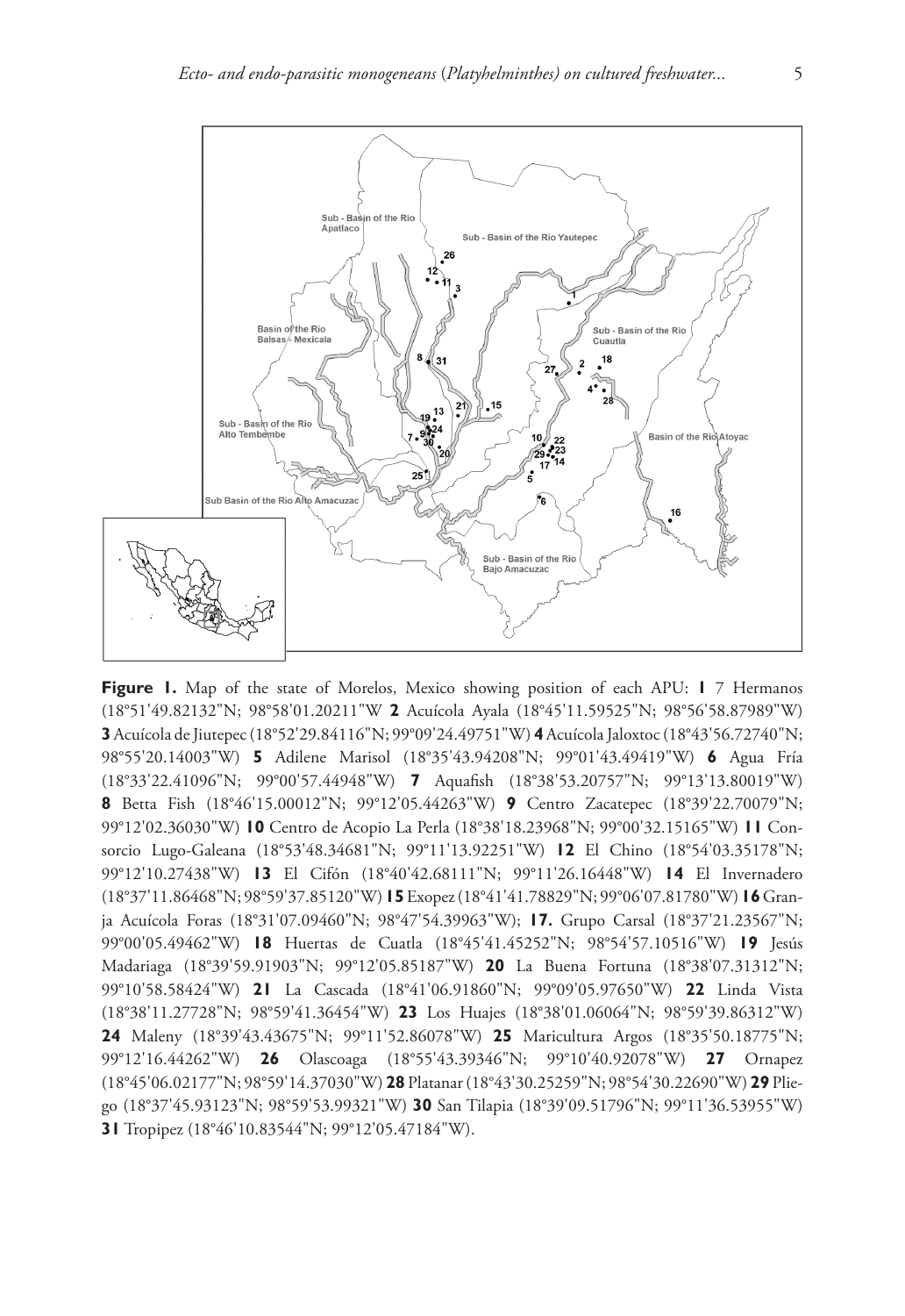**Figure 1.** Map of the state of Morelos, Mexico showing position of each APU: **1** 7 Hermanos (18°51'49.82132"N; 98°58'01.20211"W **2** Acuícola Ayala (18°45'11.59525"N; 98°56'58.87989"W) **3** Acuícola de Jiutepec (18°52'29.84116"N; 99°09'24.49751"W) **4** Acuícola Jaloxtoc (18°43'56.72740"N; 98°55'20.14003"W) **5** Adilene Marisol (18°35'43.94208"N; 99°01'43.49419"W) **6** Agua Fría (18°33'22.41096"N; 99°00'57.44948"W) **7** Aquafish (18°38'53.20757"N; 99°13'13.80019"W) **8** Betta Fish (18°46'15.00012"N; 99°12'05.44263"W) **9** Centro Zacatepec (18°39'22.70079"N; 99°12'02.36030"W) **10** Centro de Acopio La Perla (18°38'18.23968"N; 99°00'32.15165"W) **11** Consorcio Lugo-Galeana (18°53'48.34681"N; 99°11'13.92251"W) **12** El Chino (18°54'03.35178"N; 99°12'10.27438"W) **13** El Cifón (18°40'42.68111"N; 99°11'26.16448"W) **14** El Invernadero (18°37'11.86468"N; 98°59'37.85120"W) **15** Exopez (18°41'41.78829"N; 99°06'07.81780"W) **16** Granja Acuícola Foras (18°31'07.09460"N; 98°47'54.39963"W); **17.** Grupo Carsal (18°37'21.23567"N; 99°00'05.49462"W) **18** Huertas de Cuatla (18°45'41.45252"N; 98°54'57.10516"W) **19** Jesús Madariaga (18°39'59.91903"N; 99°12'05.85187"W) **20** La Buena Fortuna (18°38'07.31312"N; 99°10'58.58424"W) **21** La Cascada (18°41'06.91860"N; 99°09'05.97650"W) **22** Linda Vista (18°38'11.27728"N; 98°59'41.36454"W) **23** Los Huajes (18°38'01.06064"N; 98°59'39.86312"W) **24** Maleny (18°39'43.43675"N; 99°11'52.86078"W) **25** Maricultura Argos (18°35'50.18775"N; 99°12'16.44262"W) **26** Olascoaga (18°55'43.39346"N; 99°10'40.92078"W) **27** Ornapez (18°45'06.02177"N; 98°59'14.37030"W) **28** Platanar (18°43'30.25259"N; 98°54'30.22690"W) **29** Pliego (18°37'45.93123"N; 98°59'53.99321"W) **30** San Tilapia (18°39'09.51796"N; 99°11'36.53955"W) **31** Tropipez (18°46'10.83544"N; 99°12'05.47184"W).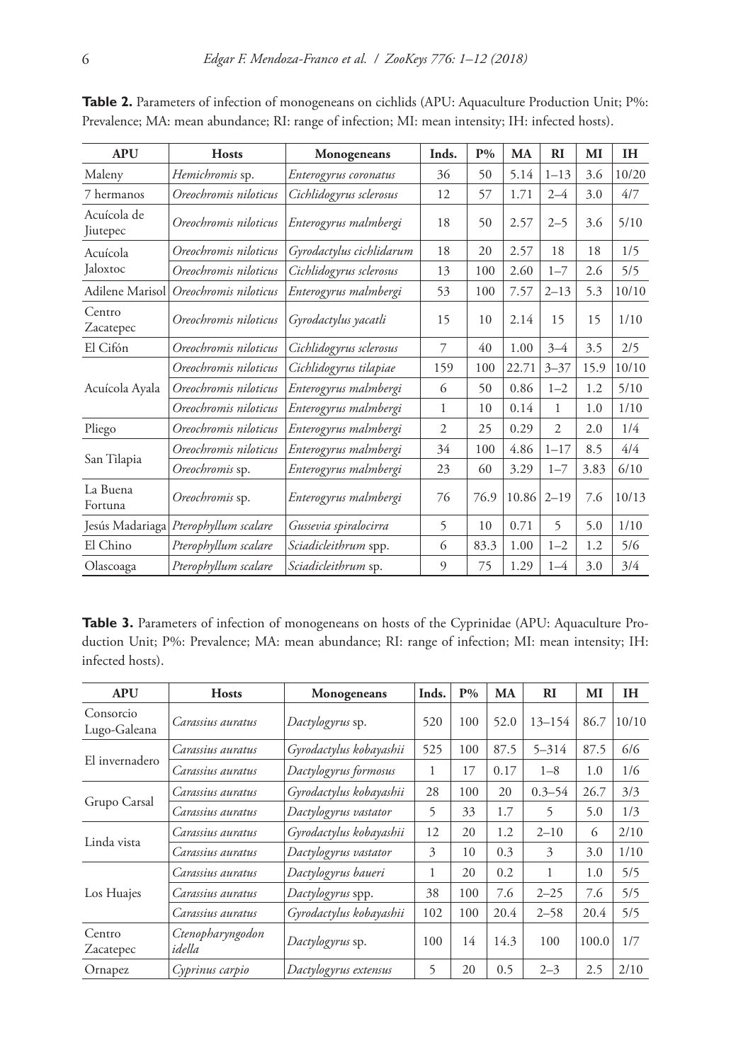**Table 2.** Parameters of infection of monogeneans on cichlids (APU: Aquaculture Production Unit; P%: Prevalence; MA: mean abundance; RI: range of infection; MI: mean intensity; IH: infected hosts).

| APU | Hosts | Monogeneans | Inds. | P% | MA | RI | MI | IH |
|---|---|---|---|---|---|---|---|---|
| Maleny | *Hemichromis* sp. | *Enterogyrus coronatus* | 36 | 50 | 5.14 | 1–13 | 3.6 | 10/20 |
| 7 hermanos | *Oreochromis niloticus* | *Cichlidogyrus sclerosus* | 12 | 57 | 1.71 | 2–4 | 3.0 | 4/7 |
| Acuícola de Jiutepec | *Oreochromis niloticus* | *Enterogyrus malmbergi* | 18 | 50 | 2.57 | 2–5 | 3.6 | 5/10 |
| Acuícola Jaloxtoc | *Oreochromis niloticus* | *Gyrodactylus cichlidarum* | 18 | 20 | 2.57 | 18 | 18 | 1/5 |
| | *Oreochromis niloticus* | *Cichlidogyrus sclerosus* | 13 | 100 | 2.60 | 1–7 | 2.6 | 5/5 |
| Adilene Marisol | *Oreochromis niloticus* | *Enterogyrus malmbergi* | 53 | 100 | 7.57 | 2–13 | 5.3 | 10/10 |
| Centro Zacatepec | *Oreochromis niloticus* | *Gyrodactylus yacatli* | 15 | 10 | 2.14 | 15 | 15 | 1/10 |
| El Cifón | *Oreochromis niloticus* | *Cichlidogyrus sclerosus* | 7 | 40 | 1.00 | 3–4 | 3.5 | 2/5 |
| Acuícola Ayala | *Oreochromis niloticus* | *Cichlidogyrus tilapiae* | 159 | 100 | 22.71 | 3–37 | 15.9 | 10/10 |
| | *Oreochromis niloticus* | *Enterogyrus malmbergi* | 6 | 50 | 0.86 | 1–2 | 1.2 | 5/10 |
| | *Oreochromis niloticus* | *Enterogyrus malmbergi* | 1 | 10 | 0.14 | 1 | 1.0 | 1/10 |
| Pliego | *Oreochromis niloticus* | *Enterogyrus malmbergi* | 2 | 25 | 0.29 | 2 | 2.0 | 1/4 |
| San Tilapia | *Oreochromis niloticus* | *Enterogyrus malmbergi* | 34 | 100 | 4.86 | 1–17 | 8.5 | 4/4 |
| | *Oreochromis* sp. | *Enterogyrus malmbergi* | 23 | 60 | 3.29 | 1–7 | 3.83 | 6/10 |
| La Buena Fortuna | *Oreochromis* sp. | *Enterogyrus malmbergi* | 76 | 76.9 | 10.86 | 2–19 | 7.6 | 10/13 |
| Jesús Madariaga | *Pterophyllum scalare* | *Gussevia spiralocirra* | 5 | 10 | 0.71 | 5 | 5.0 | 1/10 |
| El Chino | *Pterophyllum scalare* | *Sciadicleithrum* spp. | 6 | 83.3 | 1.00 | 1–2 | 1.2 | 5/6 |
| Olascoaga | *Pterophyllum scalare* | *Sciadicleithrum* sp. | 9 | 75 | 1.29 | 1–4 | 3.0 | 3/4 |

**Table 3.** Parameters of infection of monogeneans on hosts of the Cyprinidae (APU: Aquaculture Production Unit; P%: Prevalence; MA: mean abundance; RI: range of infection; MI: mean intensity; IH: infected hosts).

| APU | Hosts | Monogeneans | Inds. | P% | MA | RI | MI | IH |
|---|---|---|---|---|---|---|---|---|
| Consorcio Lugo-Galeana | *Carassius auratus* | *Dactylogyrus* sp. | 520 | 100 | 52.0 | 13–154 | 86.7 | 10/10 |
| El invernadero | *Carassius auratus* | *Gyrodactylus kobayashii* | 525 | 100 | 87.5 | 5–314 | 87.5 | 6/6 |
| | *Carassius auratus* | *Dactylogyrus formosus* | 1 | 17 | 0.17 | 1–8 | 1.0 | 1/6 |
| Grupo Carsal | *Carassius auratus* | *Gyrodactylus kobayashii* | 28 | 100 | 20 | 0.3–54 | 26.7 | 3/3 |
| | *Carassius auratus* | *Dactylogyrus vastator* | 5 | 33 | 1.7 | 5 | 5.0 | 1/3 |
| Linda vista | *Carassius auratus* | *Gyrodactylus kobayashii* | 12 | 20 | 1.2 | 2–10 | 6 | 2/10 |
| | *Carassius auratus* | *Dactylogyrus vastator* | 3 | 10 | 0.3 | 3 | 3.0 | 1/10 |
| Los Huajes | *Carassius auratus* | *Dactylogyrus baueri* | 1 | 20 | 0.2 | 1 | 1.0 | 5/5 |
| | *Carassius auratus* | *Dactylogyrus* spp. | 38 | 100 | 7.6 | 2–25 | 7.6 | 5/5 |
| | *Carassius auratus* | *Gyrodactylus kobayashii* | 102 | 100 | 20.4 | 2–58 | 20.4 | 5/5 |
| Centro Zacatepec | *Ctenopharyngodon idella* | *Dactylogyrus* sp. | 100 | 14 | 14.3 | 100 | 100.0 | 1/7 |
| Ornapez | *Cyprinus carpio* | *Dactylogyrus extensus* | 5 | 20 | 0.5 | 2–3 | 2.5 | 2/10 |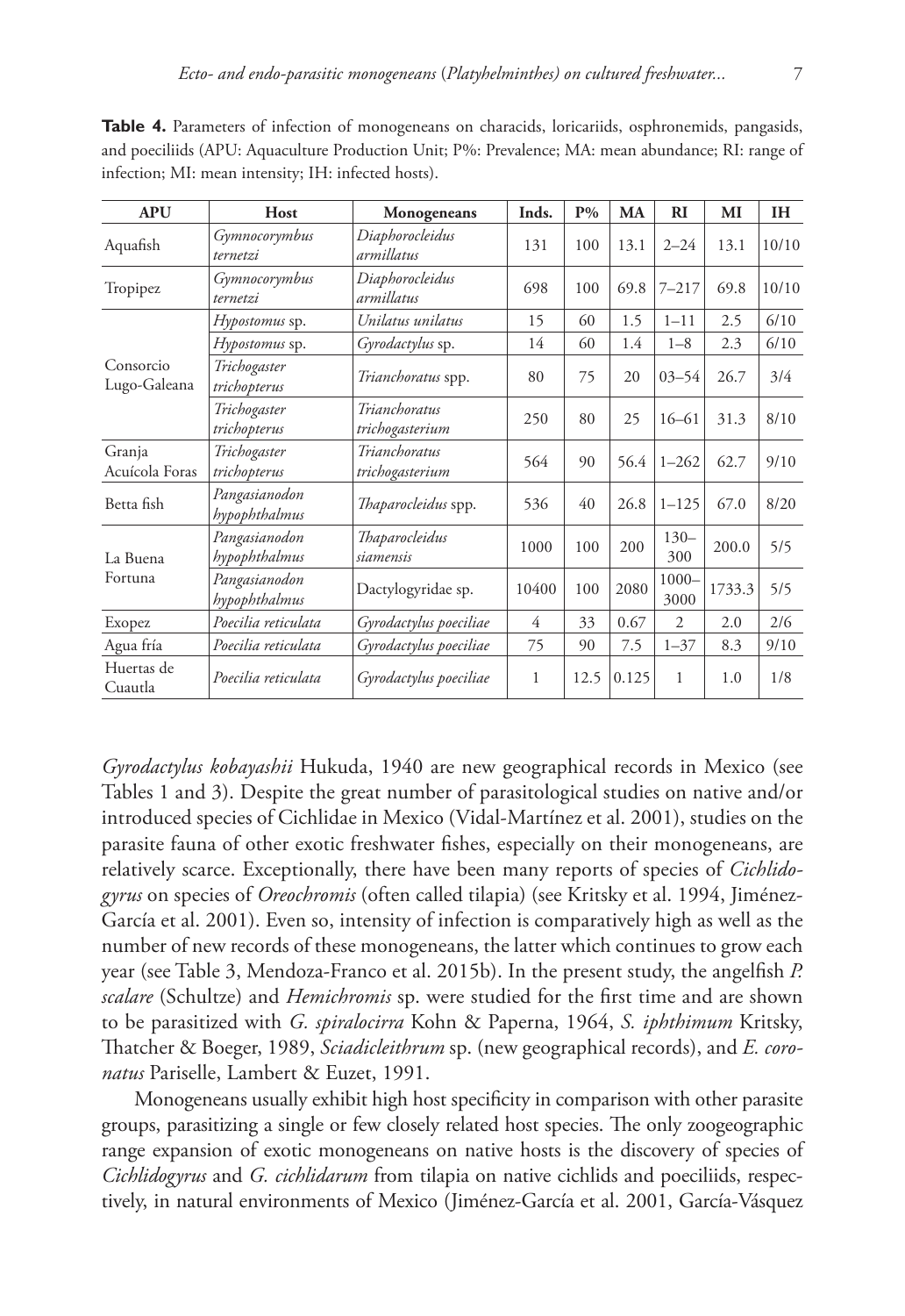**Table 4.** Parameters of infection of monogeneans on characids, loricariids, osphronemids, pangasids, and poeciliids (APU: Aquaculture Production Unit; P%: Prevalence; MA: mean abundance; RI: range of infection; MI: mean intensity; IH: infected hosts).

| APU | Host | Monogeneans | Inds. | P% | MA | RI | MI | IH |
|---|---|---|---|---|---|---|---|---|
| Aquafish | *Gymnocorymbus ternetzi* | *Diaphorocleidus armillatus* | 131 | 100 | 13.1 | 2–24 | 13.1 | 10/10 |
| Tropipez | *Gymnocorymbus ternetzi* | *Diaphorocleidus armillatus* | 698 | 100 | 69.8 | 7–217 | 69.8 | 10/10 |
| Consorcio Lugo-Galeana | *Hypostomus* sp. | *Unilatus unilatus* | 15 | 60 | 1.5 | 1–11 | 2.5 | 6/10 |
| | *Hypostomus* sp. | *Gyrodactylus* sp. | 14 | 60 | 1.4 | 1–8 | 2.3 | 6/10 |
| | *Trichogaster trichopterus* | *Trianchoratus* spp. | 80 | 75 | 20 | 03–54 | 26.7 | 3/4 |
| | *Trichogaster trichopterus* | *Trianchoratus trichogasterium* | 250 | 80 | 25 | 16–61 | 31.3 | 8/10 |
| Granja Acuícola Foras | *Trichogaster trichopterus* | *Trianchoratus trichogasterium* | 564 | 90 | 56.4 | 1–262 | 62.7 | 9/10 |
| Betta fish | *Pangasianodon hypophthalmus* | *Thaparocleidus* spp. | 536 | 40 | 26.8 | 1–125 | 67.0 | 8/20 |
| La Buena Fortuna | *Pangasianodon hypophthalmus* | *Thaparocleidus siamensis* | 1000 | 100 | 200 | 130–300 | 200.0 | 5/5 |
| | *Pangasianodon hypophthalmus* | Dactylogyridae sp. | 10400 | 100 | 2080 | 1000–3000 | 1733.3 | 5/5 |
| Exopez | *Poecilia reticulata* | *Gyrodactylus poeciliae* | 4 | 33 | 0.67 | 2 | 2.0 | 2/6 |
| Agua fría | *Poecilia reticulata* | *Gyrodactylus poeciliae* | 75 | 90 | 7.5 | 1–37 | 8.3 | 9/10 |
| Huertas de Cuautla | *Poecilia reticulata* | *Gyrodactylus poeciliae* | 1 | 12.5 | 0.125 | 1 | 1.0 | 1/8 |

*Gyrodactylus kobayashii* Hukuda, 1940 are new geographical records in Mexico (see Tables 1 and 3). Despite the great number of parasitological studies on native and/or introduced species of Cichlidae in Mexico (Vidal-Martínez et al. 2001), studies on the parasite fauna of other exotic freshwater fishes, especially on their monogeneans, are relatively scarce. Exceptionally, there have been many reports of species of *Cichlidogyrus* on species of *Oreochromis* (often called tilapia) (see Kritsky et al. 1994, Jiménez-García et al. 2001). Even so, intensity of infection is comparatively high as well as the number of new records of these monogeneans, the latter which continues to grow each year (see Table 3, Mendoza-Franco et al. 2015b). In the present study, the angelfish *P. scalare* (Schultze) and *Hemichromis* sp. were studied for the first time and are shown to be parasitized with *G. spiralocirra* Kohn & Paperna, 1964, *S. iphthimum* Kritsky, Thatcher & Boeger, 1989, *Sciadicleithrum* sp. (new geographical records), and *E. coronatus* Pariselle, Lambert & Euzet, 1991.

Monogeneans usually exhibit high host specificity in comparison with other parasite groups, parasitizing a single or few closely related host species. The only zoogeographic range expansion of exotic monogeneans on native hosts is the discovery of species of *Cichlidogyrus* and *G. cichlidarum* from tilapia on native cichlids and poeciliids, respectively, in natural environments of Mexico (Jiménez-García et al. 2001, García-Vásquez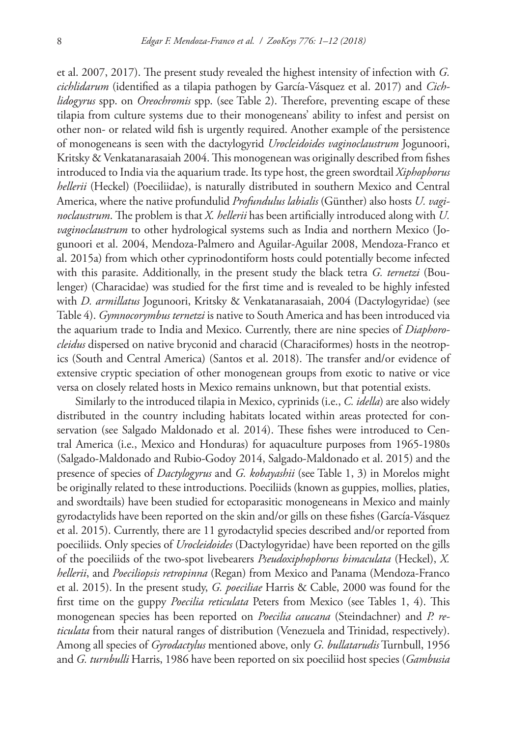et al. 2007, 2017). The present study revealed the highest intensity of infection with *G. cichlidarum* (identified as a tilapia pathogen by García-Vásquez et al. 2017) and *Cichlidogyrus* spp. on *Oreochromis* spp. (see Table 2). Therefore, preventing escape of these tilapia from culture systems due to their monogeneans' ability to infest and persist on other non- or related wild fish is urgently required. Another example of the persistence of monogeneans is seen with the dactylogyrid *Urocleidoides vaginoclaustrum* Jogunoori, Kritsky & Venkatanarasaiah 2004. This monogenean was originally described from fishes introduced to India via the aquarium trade. Its type host, the green swordtail *Xiphophorus hellerii* (Heckel) (Poeciliidae), is naturally distributed in southern Mexico and Central America, where the native profundulid *Profundulus labialis* (Günther) also hosts *U. vaginoclaustrum*. The problem is that *X. hellerii* has been artificially introduced along with *U. vaginoclaustrum* to other hydrological systems such as India and northern Mexico (Jogunoori et al. 2004, Mendoza-Palmero and Aguilar-Aguilar 2008, Mendoza-Franco et al. 2015a) from which other cyprinodontiform hosts could potentially become infected with this parasite. Additionally, in the present study the black tetra *G. ternetzi* (Boulenger) (Characidae) was studied for the first time and is revealed to be highly infested with *D. armillatus* Jogunoori, Kritsky & Venkatanarasaiah, 2004 (Dactylogyridae) (see Table 4). *Gymnocorymbus ternetzi* is native to South America and has been introduced via the aquarium trade to India and Mexico. Currently, there are nine species of *Diaphorocleidus* dispersed on native bryconid and characid (Characiformes) hosts in the neotropics (South and Central America) (Santos et al. 2018). The transfer and/or evidence of extensive cryptic speciation of other monogenean groups from exotic to native or vice versa on closely related hosts in Mexico remains unknown, but that potential exists.

Similarly to the introduced tilapia in Mexico, cyprinids (i.e., *C. idella*) are also widely distributed in the country including habitats located within areas protected for conservation (see Salgado Maldonado et al. 2014). These fishes were introduced to Central America (i.e., Mexico and Honduras) for aquaculture purposes from 1965-1980s (Salgado-Maldonado and Rubio-Godoy 2014, Salgado-Maldonado et al. 2015) and the presence of species of *Dactylogyrus* and *G. kobayashii* (see Table 1, 3) in Morelos might be originally related to these introductions. Poeciliids (known as guppies, mollies, platies, and swordtails) have been studied for ectoparasitic monogeneans in Mexico and mainly gyrodactylids have been reported on the skin and/or gills on these fishes (García-Vásquez et al. 2015). Currently, there are 11 gyrodactylid species described and/or reported from poeciliids. Only species of *Urocleidoides* (Dactylogyridae) have been reported on the gills of the poeciliids of the two-spot livebearers *Pseudoxiphophorus bimaculata* (Heckel), *X. hellerii*, and *Poeciliopsis retropinna* (Regan) from Mexico and Panama (Mendoza-Franco et al. 2015). In the present study, *G. poeciliae* Harris & Cable, 2000 was found for the first time on the guppy *Poecilia reticulata* Peters from Mexico (see Tables 1, 4). This monogenean species has been reported on *Poecilia caucana* (Steindachner) and *P. reticulata* from their natural ranges of distribution (Venezuela and Trinidad, respectively). Among all species of *Gyrodactylus* mentioned above, only *G. bullatarudis* Turnbull, 1956 and *G. turnbulli* Harris, 1986 have been reported on six poeciliid host species (*Gambusia*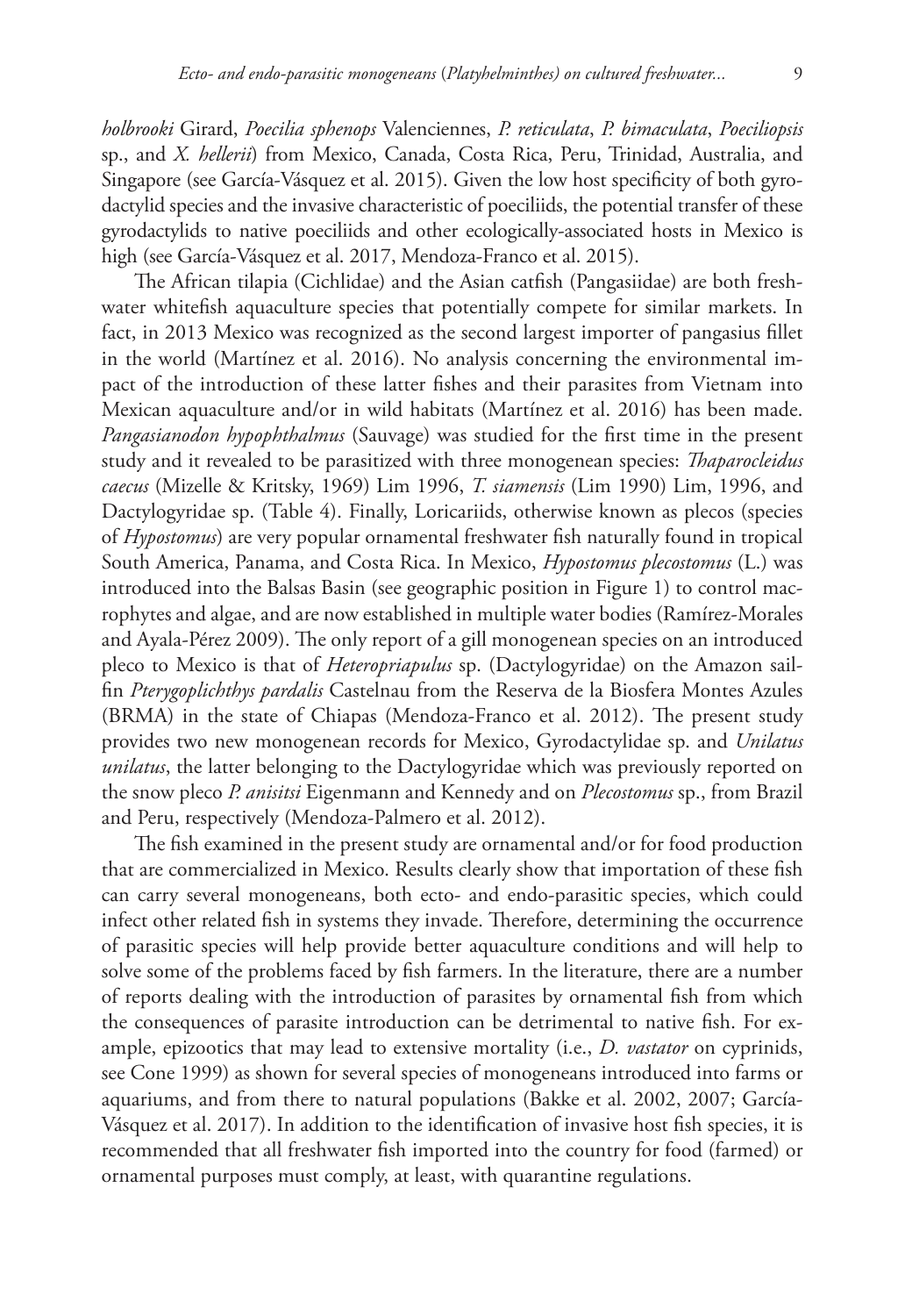*holbrooki* Girard, *Poecilia sphenops* Valenciennes, *P. reticulata*, *P. bimaculata*, *Poeciliopsis* sp., and *X. hellerii*) from Mexico, Canada, Costa Rica, Peru, Trinidad, Australia, and Singapore (see García-Vásquez et al. 2015). Given the low host specificity of both gyrodactylid species and the invasive characteristic of poeciliids, the potential transfer of these gyrodactylids to native poeciliids and other ecologically-associated hosts in Mexico is high (see García-Vásquez et al. 2017, Mendoza-Franco et al. 2015).

The African tilapia (Cichlidae) and the Asian catfish (Pangasiidae) are both freshwater whitefish aquaculture species that potentially compete for similar markets. In fact, in 2013 Mexico was recognized as the second largest importer of pangasius fillet in the world (Martínez et al. 2016). No analysis concerning the environmental impact of the introduction of these latter fishes and their parasites from Vietnam into Mexican aquaculture and/or in wild habitats (Martínez et al. 2016) has been made. *Pangasianodon hypophthalmus* (Sauvage) was studied for the first time in the present study and it revealed to be parasitized with three monogenean species: *Thaparocleidus caecus* (Mizelle & Kritsky, 1969) Lim 1996, *T. siamensis* (Lim 1990) Lim, 1996, and Dactylogyridae sp. (Table 4). Finally, Loricariids, otherwise known as plecos (species of *Hypostomus*) are very popular ornamental freshwater fish naturally found in tropical South America, Panama, and Costa Rica. In Mexico, *Hypostomus plecostomus* (L.) was introduced into the Balsas Basin (see geographic position in Figure 1) to control macrophytes and algae, and are now established in multiple water bodies (Ramírez-Morales and Ayala-Pérez 2009). The only report of a gill monogenean species on an introduced pleco to Mexico is that of *Heteropriapulus* sp. (Dactylogyridae) on the Amazon sailfin *Pterygoplichthys pardalis* Castelnau from the Reserva de la Biosfera Montes Azules (BRMA) in the state of Chiapas (Mendoza-Franco et al. 2012). The present study provides two new monogenean records for Mexico, Gyrodactylidae sp. and *Unilatus unilatus*, the latter belonging to the Dactylogyridae which was previously reported on the snow pleco *P. anisitsi* Eigenmann and Kennedy and on *Plecostomus* sp., from Brazil and Peru, respectively (Mendoza-Palmero et al. 2012).

The fish examined in the present study are ornamental and/or for food production that are commercialized in Mexico. Results clearly show that importation of these fish can carry several monogeneans, both ecto- and endo-parasitic species, which could infect other related fish in systems they invade. Therefore, determining the occurrence of parasitic species will help provide better aquaculture conditions and will help to solve some of the problems faced by fish farmers. In the literature, there are a number of reports dealing with the introduction of parasites by ornamental fish from which the consequences of parasite introduction can be detrimental to native fish. For example, epizootics that may lead to extensive mortality (i.e., *D. vastator* on cyprinids, see Cone 1999) as shown for several species of monogeneans introduced into farms or aquariums, and from there to natural populations (Bakke et al. 2002, 2007; García-Vásquez et al. 2017). In addition to the identification of invasive host fish species, it is recommended that all freshwater fish imported into the country for food (farmed) or ornamental purposes must comply, at least, with quarantine regulations.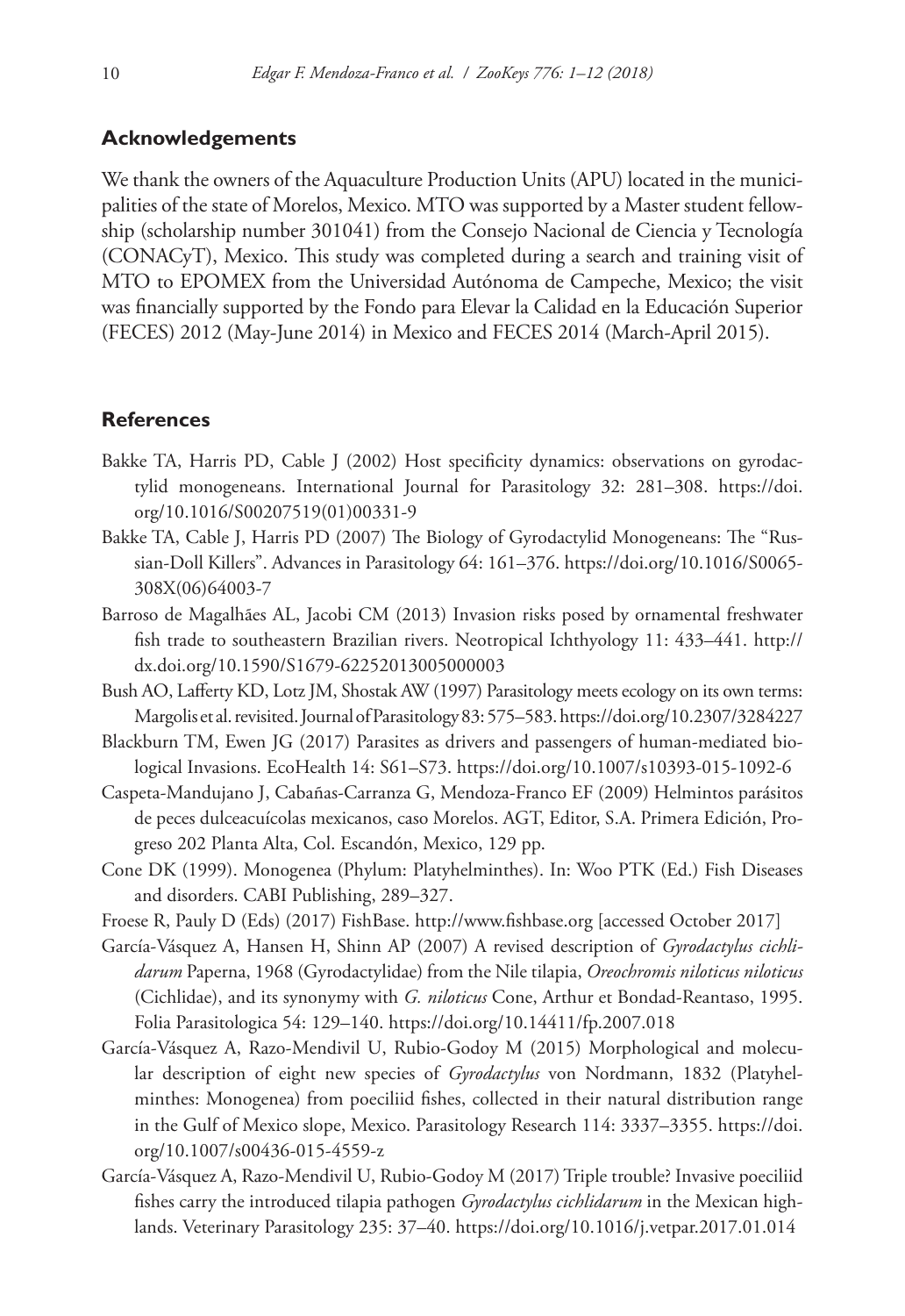## Acknowledgements

We thank the owners of the Aquaculture Production Units (APU) located in the municipalities of the state of Morelos, Mexico. MTO was supported by a Master student fellowship (scholarship number 301041) from the Consejo Nacional de Ciencia y Tecnología (CONACyT), Mexico. This study was completed during a search and training visit of MTO to EPOMEX from the Universidad Autónoma de Campeche, Mexico; the visit was financially supported by the Fondo para Elevar la Calidad en la Educación Superior (FECES) 2012 (May-June 2014) in Mexico and FECES 2014 (March-April 2015).

## References

Bakke TA, Harris PD, Cable J (2002) Host specificity dynamics: observations on gyrodactylid monogeneans. International Journal for Parasitology 32: 281–308. https://doi.org/10.1016/S00207519(01)00331-9

Bakke TA, Cable J, Harris PD (2007) The Biology of Gyrodactylid Monogeneans: The "Russian-Doll Killers". Advances in Parasitology 64: 161–376. https://doi.org/10.1016/S0065-308X(06)64003-7

Barroso de Magalhães AL, Jacobi CM (2013) Invasion risks posed by ornamental freshwater fish trade to southeastern Brazilian rivers. Neotropical Ichthyology 11: 433–441. http://dx.doi.org/10.1590/S1679-62252013005000003

Bush AO, Lafferty KD, Lotz JM, Shostak AW (1997) Parasitology meets ecology on its own terms: Margolis et al. revisited. Journal of Parasitology 83: 575–583. https://doi.org/10.2307/3284227

Blackburn TM, Ewen JG (2017) Parasites as drivers and passengers of human-mediated biological Invasions. EcoHealth 14: S61–S73. https://doi.org/10.1007/s10393-015-1092-6

Caspeta-Mandujano J, Cabañas-Carranza G, Mendoza-Franco EF (2009) Helmintos parásitos de peces dulceacuícolas mexicanos, caso Morelos. AGT, Editor, S.A. Primera Edición, Progreso 202 Planta Alta, Col. Escandón, Mexico, 129 pp.

Cone DK (1999). Monogenea (Phylum: Platyhelminthes). In: Woo PTK (Ed.) Fish Diseases and disorders. CABI Publishing, 289–327.

Froese R, Pauly D (Eds) (2017) FishBase. http://www.fishbase.org [accessed October 2017]

García-Vásquez A, Hansen H, Shinn AP (2007) A revised description of *Gyrodactylus cichlidarum* Paperna, 1968 (Gyrodactylidae) from the Nile tilapia, *Oreochromis niloticus niloticus* (Cichlidae), and its synonymy with *G. niloticus* Cone, Arthur et Bondad-Reantaso, 1995. Folia Parasitologica 54: 129–140. https://doi.org/10.14411/fp.2007.018

García-Vásquez A, Razo-Mendivil U, Rubio-Godoy M (2015) Morphological and molecular description of eight new species of *Gyrodactylus* von Nordmann, 1832 (Platyhelminthes: Monogenea) from poeciliid fishes, collected in their natural distribution range in the Gulf of Mexico slope, Mexico. Parasitology Research 114: 3337–3355. https://doi.org/10.1007/s00436-015-4559-z

García-Vásquez A, Razo-Mendivil U, Rubio-Godoy M (2017) Triple trouble? Invasive poeciliid fishes carry the introduced tilapia pathogen *Gyrodactylus cichlidarum* in the Mexican highlands. Veterinary Parasitology 235: 37–40. https://doi.org/10.1016/j.vetpar.2017.01.014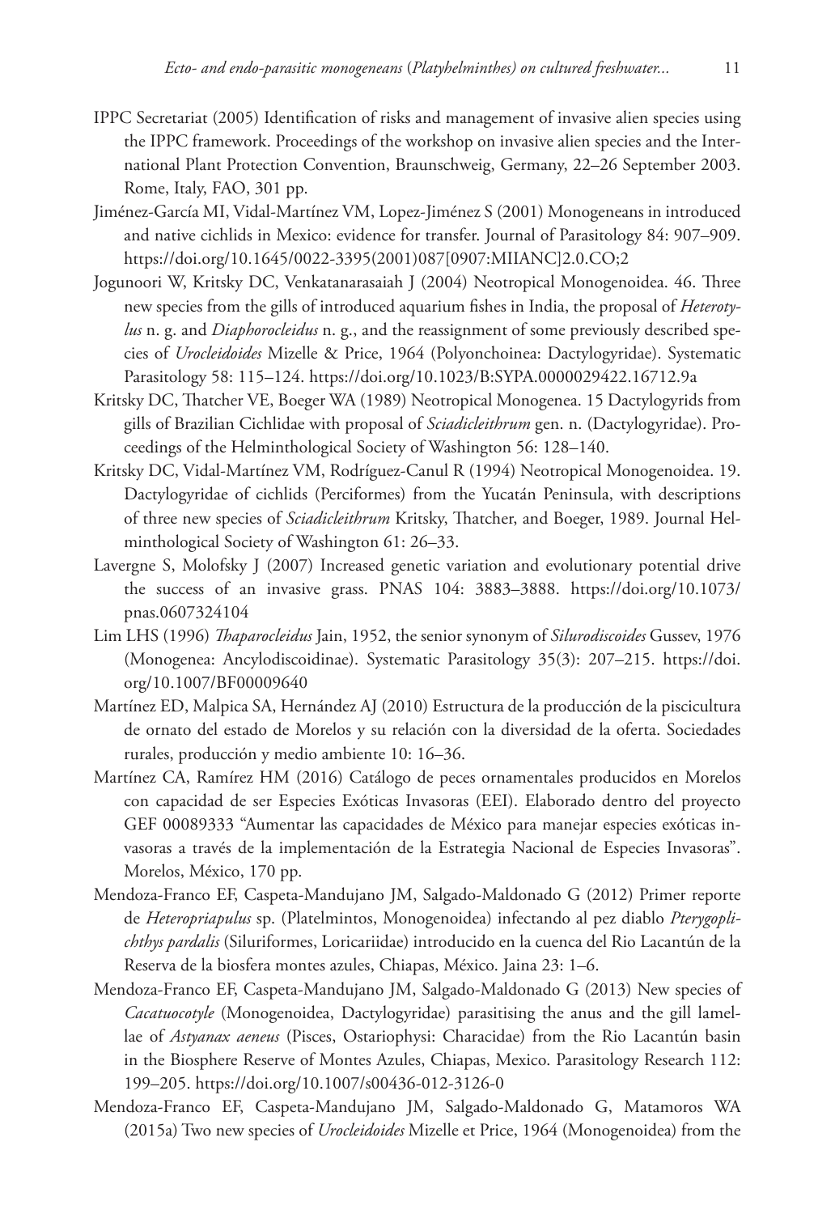IPPC Secretariat (2005) Identification of risks and management of invasive alien species using the IPPC framework. Proceedings of the workshop on invasive alien species and the International Plant Protection Convention, Braunschweig, Germany, 22–26 September 2003. Rome, Italy, FAO, 301 pp.

Jiménez-García MI, Vidal-Martínez VM, Lopez-Jiménez S (2001) Monogeneans in introduced and native cichlids in Mexico: evidence for transfer. Journal of Parasitology 84: 907–909. https://doi.org/10.1645/0022-3395(2001)087[0907:MIIANC]2.0.CO;2

Jogunoori W, Kritsky DC, Venkatanarasaiah J (2004) Neotropical Monogenoidea. 46. Three new species from the gills of introduced aquarium fishes in India, the proposal of *Heterotylus* n. g. and *Diaphorocleidus* n. g., and the reassignment of some previously described species of *Urocleidoides* Mizelle & Price, 1964 (Polyonchoinea: Dactylogyridae). Systematic Parasitology 58: 115–124. https://doi.org/10.1023/B:SYPA.0000029422.16712.9a

Kritsky DC, Thatcher VE, Boeger WA (1989) Neotropical Monogenea. 15 Dactylogyrids from gills of Brazilian Cichlidae with proposal of *Sciadicleithrum* gen. n. (Dactylogyridae). Proceedings of the Helminthological Society of Washington 56: 128–140.

Kritsky DC, Vidal-Martínez VM, Rodríguez-Canul R (1994) Neotropical Monogenoidea. 19. Dactylogyridae of cichlids (Perciformes) from the Yucatán Peninsula, with descriptions of three new species of *Sciadicleithrum* Kritsky, Thatcher, and Boeger, 1989. Journal Helminthological Society of Washington 61: 26–33.

Lavergne S, Molofsky J (2007) Increased genetic variation and evolutionary potential drive the success of an invasive grass. PNAS 104: 3883–3888. https://doi.org/10.1073/pnas.0607324104

Lim LHS (1996) *Thaparocleidus* Jain, 1952, the senior synonym of *Silurodiscoides* Gussev, 1976 (Monogenea: Ancylodiscoidinae). Systematic Parasitology 35(3): 207–215. https://doi.org/10.1007/BF00009640

Martínez ED, Malpica SA, Hernández AJ (2010) Estructura de la producción de la piscicultura de ornato del estado de Morelos y su relación con la diversidad de la oferta. Sociedades rurales, producción y medio ambiente 10: 16–36.

Martínez CA, Ramírez HM (2016) Catálogo de peces ornamentales producidos en Morelos con capacidad de ser Especies Exóticas Invasoras (EEI). Elaborado dentro del proyecto GEF 00089333 "Aumentar las capacidades de México para manejar especies exóticas invasoras a través de la implementación de la Estrategia Nacional de Especies Invasoras". Morelos, México, 170 pp.

Mendoza-Franco EF, Caspeta-Mandujano JM, Salgado-Maldonado G (2012) Primer reporte de *Heteropriapulus* sp. (Platelmintos, Monogenoidea) infectando al pez diablo *Pterygoplichthys pardalis* (Siluriformes, Loricariidae) introducido en la cuenca del Rio Lacantún de la Reserva de la biosfera montes azules, Chiapas, México. Jaina 23: 1–6.

Mendoza-Franco EF, Caspeta-Mandujano JM, Salgado-Maldonado G (2013) New species of *Cacatuocotyle* (Monogenoidea, Dactylogyridae) parasitising the anus and the gill lamellae of *Astyanax aeneus* (Pisces, Ostariophysi: Characidae) from the Rio Lacantún basin in the Biosphere Reserve of Montes Azules, Chiapas, Mexico. Parasitology Research 112: 199–205. https://doi.org/10.1007/s00436-012-3126-0

Mendoza-Franco EF, Caspeta-Mandujano JM, Salgado-Maldonado G, Matamoros WA (2015a) Two new species of *Urocleidoides* Mizelle et Price, 1964 (Monogenoidea) from the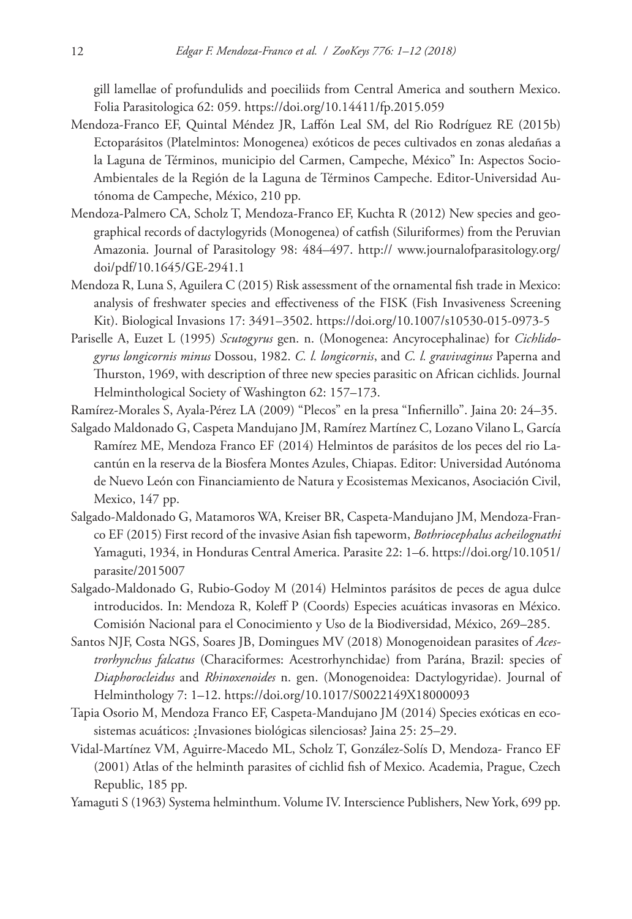gill lamellae of profundulids and poeciliids from Central America and southern Mexico. Folia Parasitologica 62: 059. https://doi.org/10.14411/fp.2015.059

Mendoza-Franco EF, Quintal Méndez JR, Laffón Leal SM, del Rio Rodríguez RE (2015b) Ectoparásitos (Platelmintos: Monogenea) exóticos de peces cultivados en zonas aledañas a la Laguna de Términos, municipio del Carmen, Campeche, México" In: Aspectos Socio-Ambientales de la Región de la Laguna de Términos Campeche. Editor-Universidad Autónoma de Campeche, México, 210 pp.

Mendoza-Palmero CA, Scholz T, Mendoza-Franco EF, Kuchta R (2012) New species and geographical records of dactylogyrids (Monogenea) of catfish (Siluriformes) from the Peruvian Amazonia. Journal of Parasitology 98: 484–497. http:// www.journalofparasitology.org/doi/pdf/10.1645/GE-2941.1

Mendoza R, Luna S, Aguilera C (2015) Risk assessment of the ornamental fish trade in Mexico: analysis of freshwater species and effectiveness of the FISK (Fish Invasiveness Screening Kit). Biological Invasions 17: 3491–3502. https://doi.org/10.1007/s10530-015-0973-5

Pariselle A, Euzet L (1995) *Scutogyrus* gen. n. (Monogenea: Ancyrocephalinae) for *Cichlidogyrus longicornis minus* Dossou, 1982. *C. l. longicornis*, and *C. l. gravivaginus* Paperna and Thurston, 1969, with description of three new species parasitic on African cichlids. Journal Helminthological Society of Washington 62: 157–173.

Ramírez-Morales S, Ayala-Pérez LA (2009) "Plecos" en la presa "Infiernillo". Jaina 20: 24–35.

Salgado Maldonado G, Caspeta Mandujano JM, Ramírez Martínez C, Lozano Vilano L, García Ramírez ME, Mendoza Franco EF (2014) Helmintos de parásitos de los peces del rio Lacantún en la reserva de la Biosfera Montes Azules, Chiapas. Editor: Universidad Autónoma de Nuevo León con Financiamiento de Natura y Ecosistemas Mexicanos, Asociación Civil, Mexico, 147 pp.

Salgado-Maldonado G, Matamoros WA, Kreiser BR, Caspeta-Mandujano JM, Mendoza-Franco EF (2015) First record of the invasive Asian fish tapeworm, *Bothriocephalus acheilognathi* Yamaguti, 1934, in Honduras Central America. Parasite 22: 1–6. https://doi.org/10.1051/parasite/2015007

Salgado-Maldonado G, Rubio-Godoy M (2014) Helmintos parásitos de peces de agua dulce introducidos. In: Mendoza R, Koleff P (Coords) Especies acuáticas invasoras en México. Comisión Nacional para el Conocimiento y Uso de la Biodiversidad, México, 269–285.

Santos NJF, Costa NGS, Soares JB, Domingues MV (2018) Monogenoidean parasites of *Acestrorhynchus falcatus* (Characiformes: Acestrorhynchidae) from Parána, Brazil: species of *Diaphorocleidus* and *Rhinoxenoides* n. gen. (Monogenoidea: Dactylogyridae). Journal of Helminthology 7: 1–12. https://doi.org/10.1017/S0022149X18000093

Tapia Osorio M, Mendoza Franco EF, Caspeta-Mandujano JM (2014) Species exóticas en ecosistemas acuáticos: ¿Invasiones biológicas silenciosas? Jaina 25: 25–29.

Vidal-Martínez VM, Aguirre-Macedo ML, Scholz T, González-Solís D, Mendoza- Franco EF (2001) Atlas of the helminth parasites of cichlid fish of Mexico. Academia, Prague, Czech Republic, 185 pp.

Yamaguti S (1963) Systema helminthum. Volume IV. Interscience Publishers, New York, 699 pp.